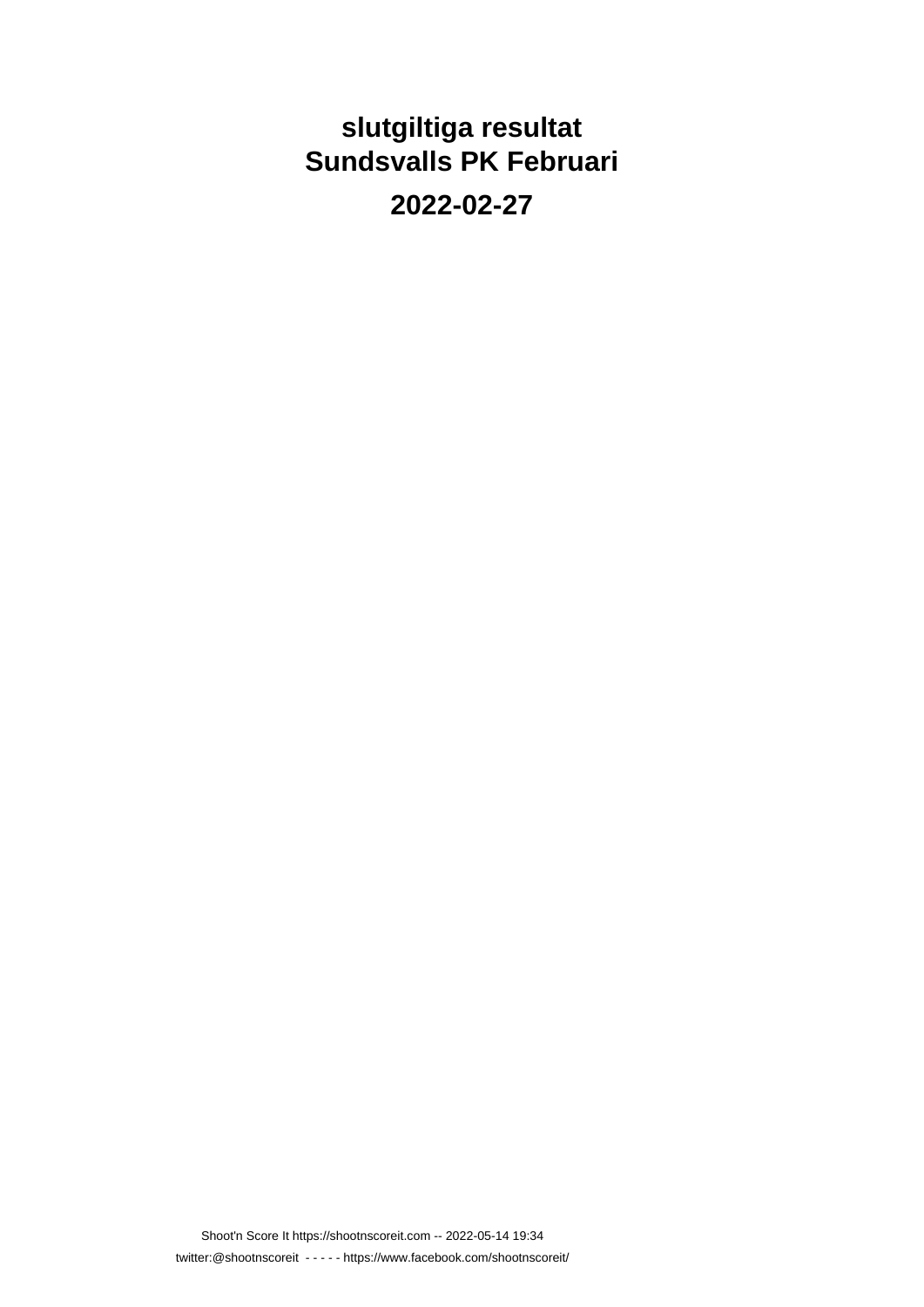# slutgiltiga resultat
# Sundsvalls PK Februari

## 2022-02-27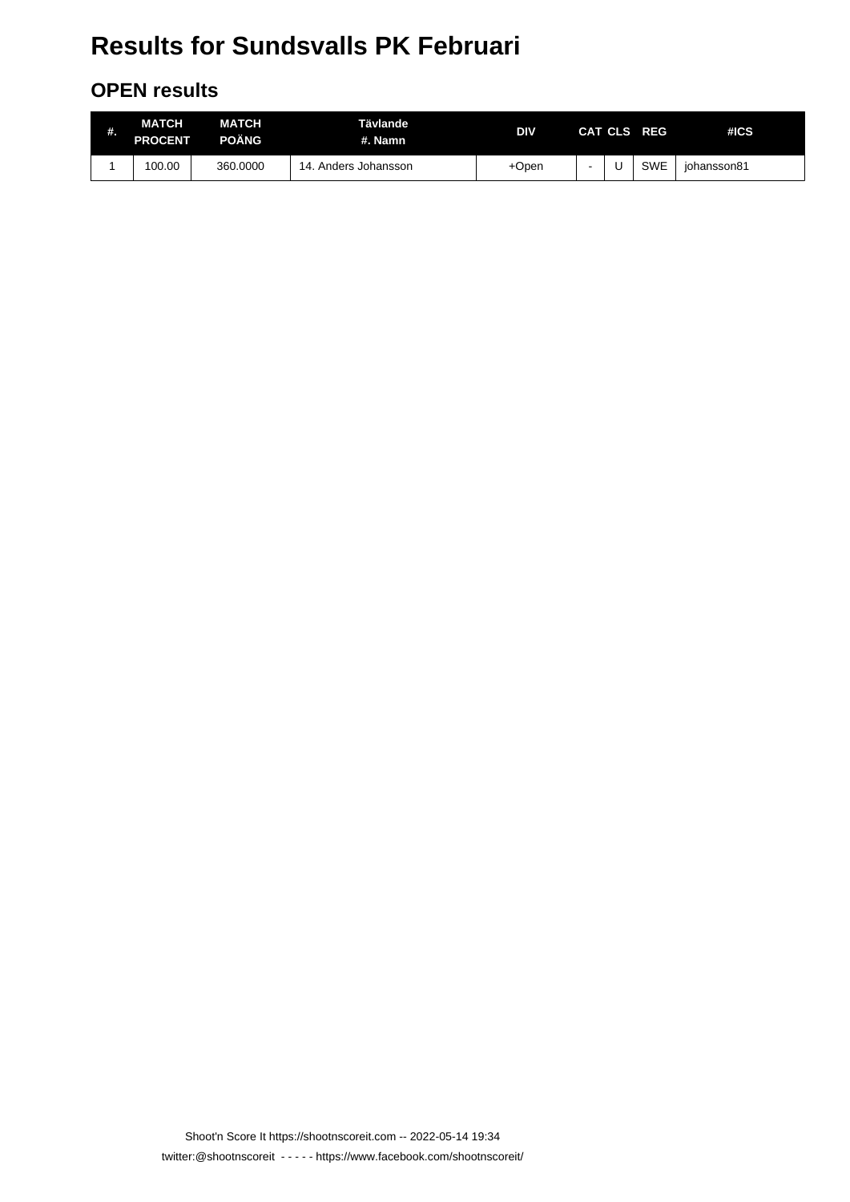# Results for Sundsvalls PK Februari

## OPEN results

| #. | MATCH PROCENT | MATCH POÄNG | Tävlande #. Namn | DIV | CAT | CLS | REG | #ICS |
|---|---|---|---|---|---|---|---|---|
| 1 | 100.00 | 360.0000 | 14. Anders Johansson | +Open | - | U | SWE | johansson81 |

Shoot'n Score It https://shootnscoreit.com -- 2022-05-14 19:34

twitter:@shootnscoreit - - - - - https://www.facebook.com/shootnscoreit/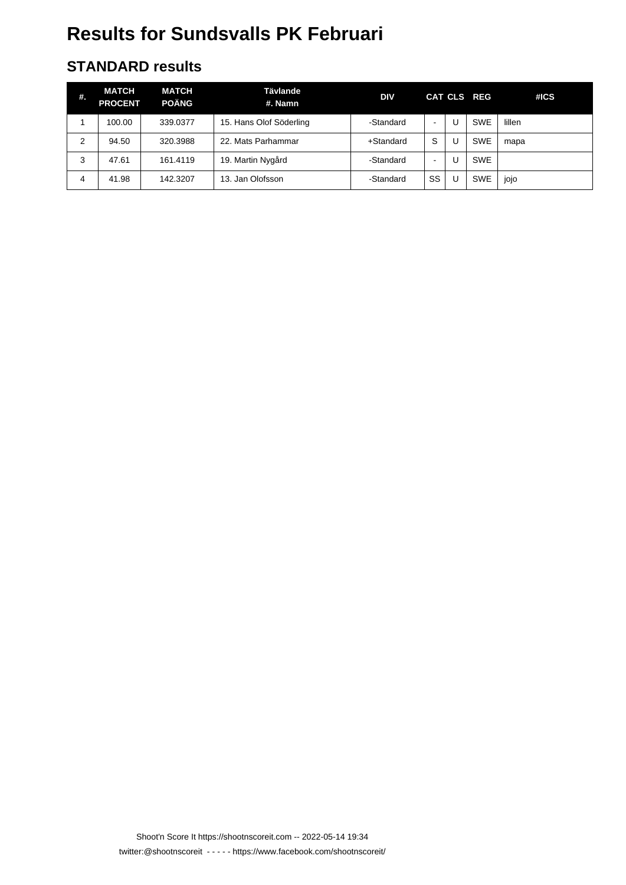# Results for Sundsvalls PK Februari

## STANDARD results

| #. | MATCH PROCENT | MATCH POÄNG | Tävlande #. Namn | DIV | CAT | CLS | REG | #ICS |
|---|---|---|---|---|---|---|---|---|
| 1 | 100.00 | 339.0377 | 15. Hans Olof Söderling | -Standard | - | U | SWE | lillen |
| 2 | 94.50 | 320.3988 | 22. Mats Parhammar | +Standard | S | U | SWE | mapa |
| 3 | 47.61 | 161.4119 | 19. Martin Nygård | -Standard | - | U | SWE | |
| 4 | 41.98 | 142.3207 | 13. Jan Olofsson | -Standard | SS | U | SWE | jojo |

Shoot'n Score It https://shootnscoreit.com -- 2022-05-14 19:34

twitter:@shootnscoreit - - - - - https://www.facebook.com/shootnscoreit/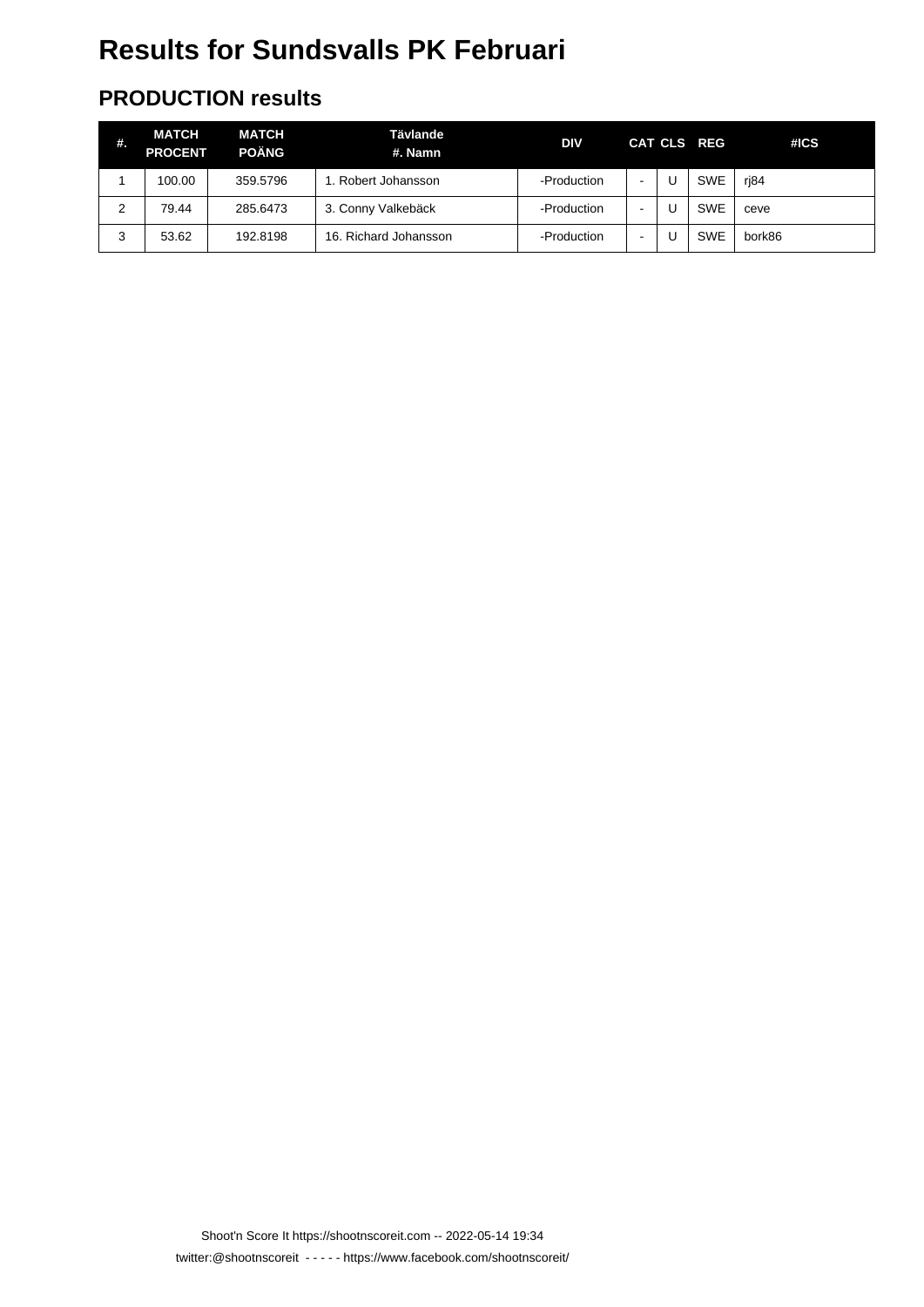# Results for Sundsvalls PK Februari

## PRODUCTION results

| #. | MATCH PROCENT | MATCH POÄNG | Tävlande #. Namn | DIV | CAT | CLS | REG | #ICS |
|---|---|---|---|---|---|---|---|---|
| 1 | 100.00 | 359.5796 | 1. Robert Johansson | -Production | - | U | SWE | rj84 |
| 2 | 79.44 | 285.6473 | 3. Conny Valkebäck | -Production | - | U | SWE | ceve |
| 3 | 53.62 | 192.8198 | 16. Richard Johansson | -Production | - | U | SWE | bork86 |

Shoot'n Score It https://shootnscoreit.com -- 2022-05-14 19:34

twitter:@shootnscoreit - - - - - https://www.facebook.com/shootnscoreit/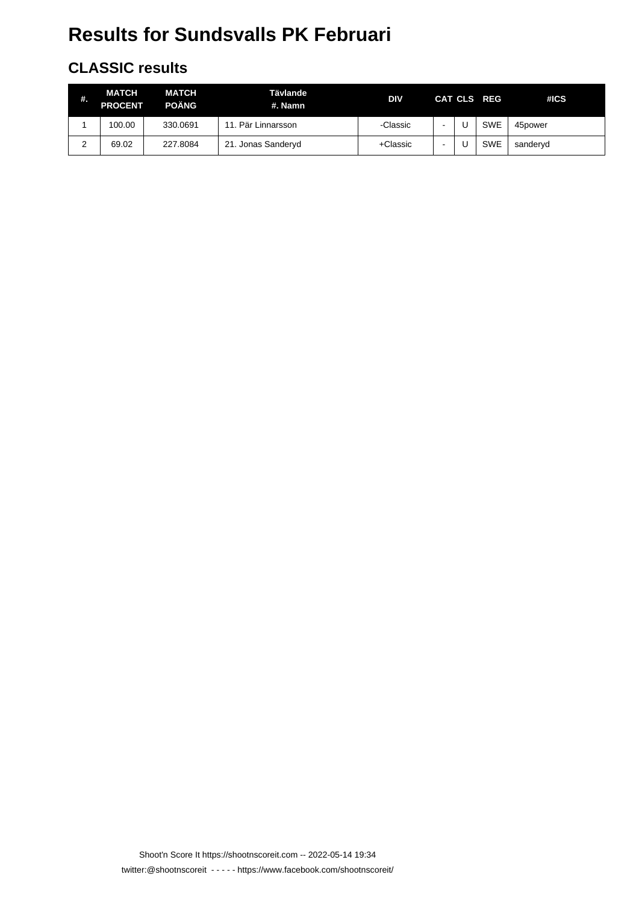# Results for Sundsvalls PK Februari

## CLASSIC results

| #. | MATCH PROCENT | MATCH POÄNG | Tävlande #. Namn | DIV | CAT | CLS | REG | #ICS |
|---|---|---|---|---|---|---|---|---|
| 1 | 100.00 | 330.0691 | 11. Pär Linnarsson | -Classic | - | U | SWE | 45power |
| 2 | 69.02 | 227.8084 | 21. Jonas Sanderyd | +Classic | - | U | SWE | sanderyd |

Shoot'n Score It https://shootnscoreit.com -- 2022-05-14 19:34

twitter:@shootnscoreit - - - - - https://www.facebook.com/shootnscoreit/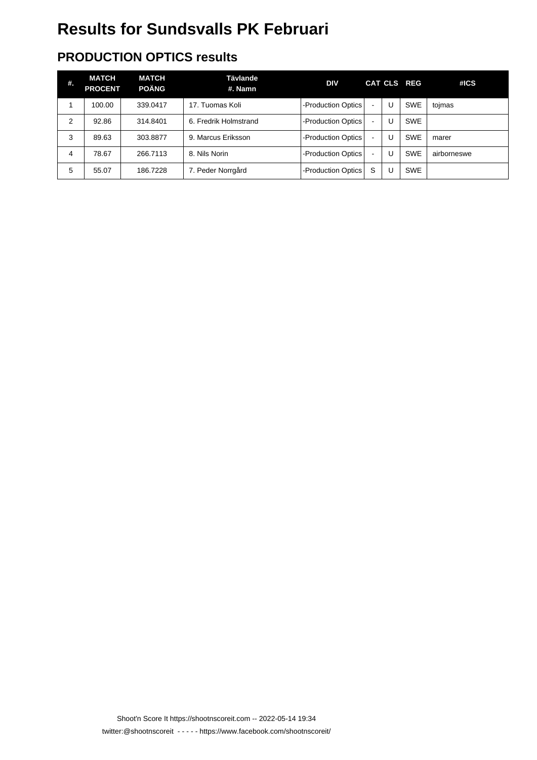# Results for Sundsvalls PK Februari

## PRODUCTION OPTICS results

| #. | MATCH PROCENT | MATCH POÄNG | Tävlande #. Namn | DIV | CAT | CLS | REG | #ICS |
|---|---|---|---|---|---|---|---|---|
| 1 | 100.00 | 339.0417 | 17. Tuomas Koli | -Production Optics | - | U | SWE | tojmas |
| 2 | 92.86 | 314.8401 | 6. Fredrik Holmstrand | -Production Optics | - | U | SWE | |
| 3 | 89.63 | 303.8877 | 9. Marcus Eriksson | -Production Optics | - | U | SWE | marer |
| 4 | 78.67 | 266.7113 | 8. Nils Norin | -Production Optics | - | U | SWE | airborneswe |
| 5 | 55.07 | 186.7228 | 7. Peder Norrgård | -Production Optics | S | U | SWE | |

Shoot'n Score It https://shootnscoreit.com -- 2022-05-14 19:34

twitter:@shootnscoreit - - - - - https://www.facebook.com/shootnscoreit/